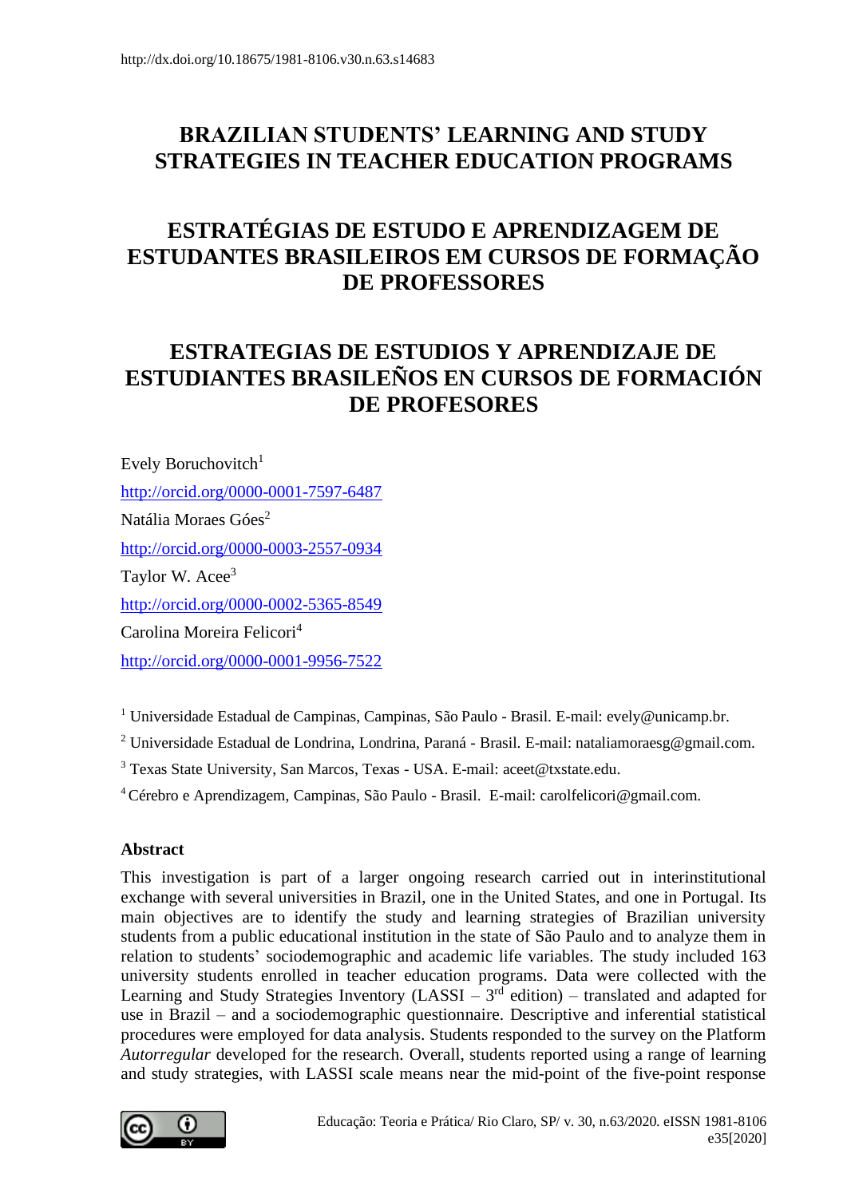http://dx.doi.org/10.18675/1981-8106.v30.n.63.s14683

# BRAZILIAN STUDENTS' LEARNING AND STUDY STRATEGIES IN TEACHER EDUCATION PROGRAMS

# ESTRATÉGIAS DE ESTUDO E APRENDIZAGEM DE ESTUDANTES BRASILEIROS EM CURSOS DE FORMAÇÃO DE PROFESSORES

# ESTRATEGIAS DE ESTUDIOS Y APRENDIZAJE DE ESTUDIANTES BRASILEÑOS EN CURSOS DE FORMACIÓN DE PROFESORES

Evely Boruchovitch[1]

http://orcid.org/0000-0001-7597-6487

Natália Moraes Góes[2]

http://orcid.org/0000-0003-2557-0934

Taylor W. Acee[3]

http://orcid.org/0000-0002-5365-8549

Carolina Moreira Felicori[4]

http://orcid.org/0000-0001-9956-7522

[1] Universidade Estadual de Campinas, Campinas, São Paulo - Brasil. E-mail: evely@unicamp.br.

[2] Universidade Estadual de Londrina, Londrina, Paraná - Brasil. E-mail: nataliamoraesg@gmail.com.

[3] Texas State University, San Marcos, Texas - USA. E-mail: aceet@txstate.edu.

[4] Cérebro e Aprendizagem, Campinas, São Paulo - Brasil. E-mail: carolfelicori@gmail.com.

## Abstract

This investigation is part of a larger ongoing research carried out in interinstitutional exchange with several universities in Brazil, one in the United States, and one in Portugal. Its main objectives are to identify the study and learning strategies of Brazilian university students from a public educational institution in the state of São Paulo and to analyze them in relation to students' sociodemographic and academic life variables. The study included 163 university students enrolled in teacher education programs. Data were collected with the Learning and Study Strategies Inventory (LASSI – 3rd edition) – translated and adapted for use in Brazil – and a sociodemographic questionnaire. Descriptive and inferential statistical procedures were employed for data analysis. Students responded to the survey on the Platform *Autorregular* developed for the research. Overall, students reported using a range of learning and study strategies, with LASSI scale means near the mid-point of the five-point response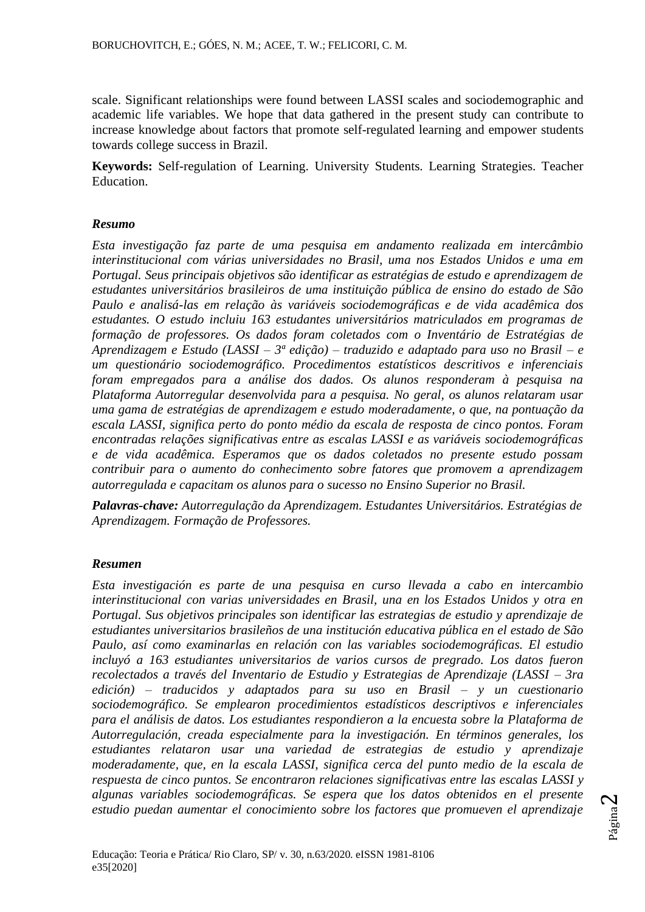scale. Significant relationships were found between LASSI scales and sociodemographic and academic life variables. We hope that data gathered in the present study can contribute to increase knowledge about factors that promote self-regulated learning and empower students towards college success in Brazil.

**Keywords:** Self-regulation of Learning. University Students. Learning Strategies. Teacher Education.

### *Resumo*

*Esta investigação faz parte de uma pesquisa em andamento realizada em intercâmbio interinstitucional com várias universidades no Brasil, uma nos Estados Unidos e uma em Portugal. Seus principais objetivos são identificar as estratégias de estudo e aprendizagem de estudantes universitários brasileiros de uma instituição pública de ensino do estado de São Paulo e analisá-las em relação às variáveis sociodemográficas e de vida acadêmica dos estudantes. O estudo incluiu 163 estudantes universitários matriculados em programas de formação de professores. Os dados foram coletados com o Inventário de Estratégias de Aprendizagem e Estudo (LASSI – 3ª edição) – traduzido e adaptado para uso no Brasil – e um questionário sociodemográfico. Procedimentos estatísticos descritivos e inferenciais foram empregados para a análise dos dados. Os alunos responderam à pesquisa na Plataforma Autorregular desenvolvida para a pesquisa. No geral, os alunos relataram usar uma gama de estratégias de aprendizagem e estudo moderadamente, o que, na pontuação da escala LASSI, significa perto do ponto médio da escala de resposta de cinco pontos. Foram encontradas relações significativas entre as escalas LASSI e as variáveis sociodemográficas e de vida acadêmica. Esperamos que os dados coletados no presente estudo possam contribuir para o aumento do conhecimento sobre fatores que promovem a aprendizagem autorregulada e capacitam os alunos para o sucesso no Ensino Superior no Brasil.*

***Palavras-chave:*** *Autorregulação da Aprendizagem. Estudantes Universitários. Estratégias de Aprendizagem. Formação de Professores.*

### *Resumen*

*Esta investigación es parte de una pesquisa en curso llevada a cabo en intercambio interinstitucional con varias universidades en Brasil, una en los Estados Unidos y otra en Portugal. Sus objetivos principales son identificar las estrategias de estudio y aprendizaje de estudiantes universitarios brasileños de una institución educativa pública en el estado de São Paulo, así como examinarlas en relación con las variables sociodemográficas. El estudio incluyó a 163 estudiantes universitarios de varios cursos de pregrado. Los datos fueron recolectados a través del Inventario de Estudio y Estrategias de Aprendizaje (LASSI – 3ra edición) – traducidos y adaptados para su uso en Brasil – y un cuestionario sociodemográfico. Se emplearon procedimientos estadísticos descriptivos e inferenciales para el análisis de datos. Los estudiantes respondieron a la encuesta sobre la Plataforma de Autorregulación, creada especialmente para la investigación. En términos generales, los estudiantes relataron usar una variedad de estrategias de estudio y aprendizaje moderadamente, que, en la escala LASSI, significa cerca del punto medio de la escala de respuesta de cinco puntos. Se encontraron relaciones significativas entre las escalas LASSI y algunas variables sociodemográficas. Se espera que los datos obtenidos en el presente estudio puedan aumentar el conocimiento sobre los factores que promueven el aprendizaje*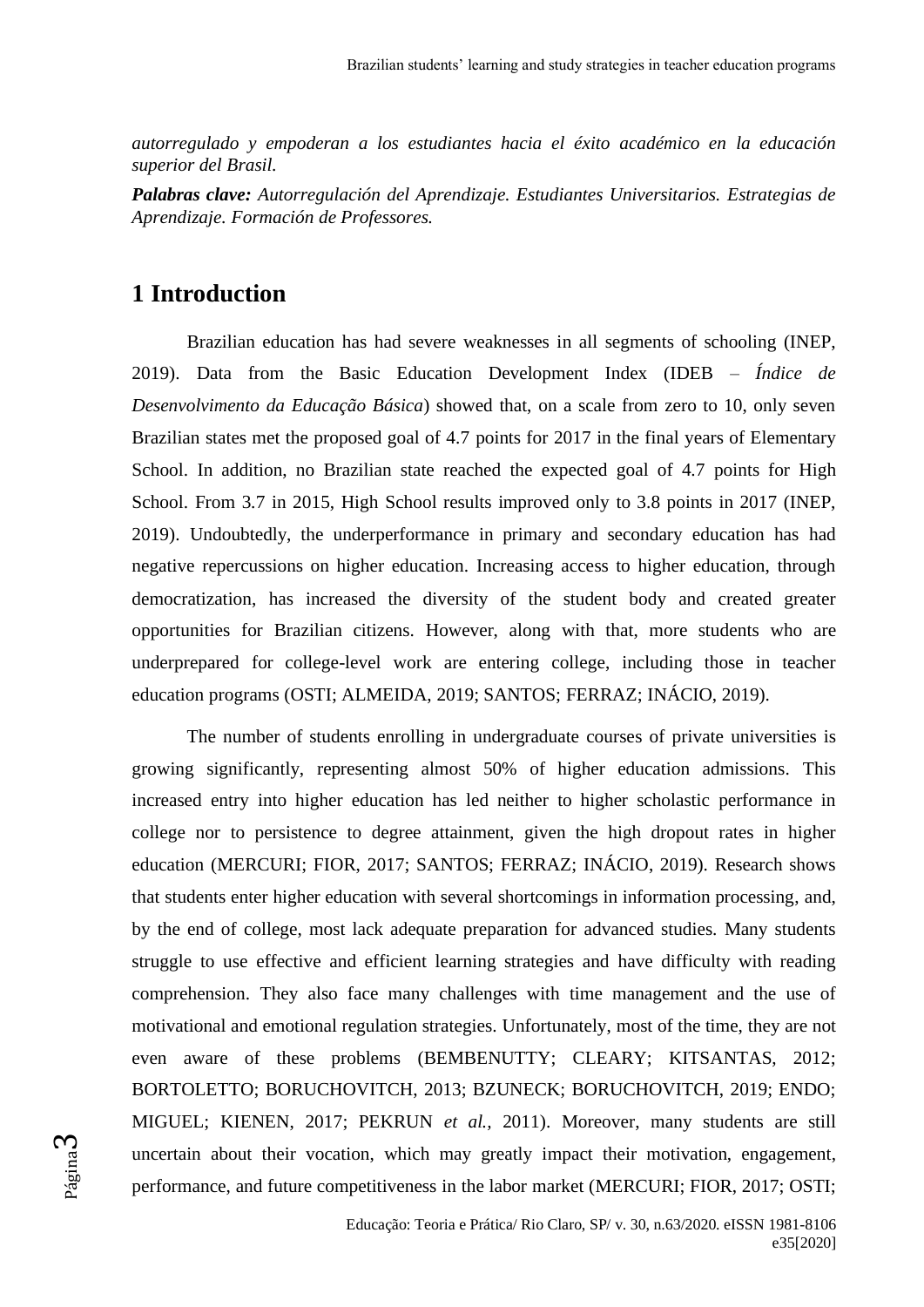*autorregulado y empoderan a los estudiantes hacia el éxito académico en la educación superior del Brasil.*

***Palabras clave:*** *Autorregulación del Aprendizaje. Estudiantes Universitarios. Estrategias de Aprendizaje. Formación de Professores.*

# 1 Introduction

Brazilian education has had severe weaknesses in all segments of schooling (INEP, 2019). Data from the Basic Education Development Index (IDEB – *Índice de Desenvolvimento da Educação Básica*) showed that, on a scale from zero to 10, only seven Brazilian states met the proposed goal of 4.7 points for 2017 in the final years of Elementary School. In addition, no Brazilian state reached the expected goal of 4.7 points for High School. From 3.7 in 2015, High School results improved only to 3.8 points in 2017 (INEP, 2019). Undoubtedly, the underperformance in primary and secondary education has had negative repercussions on higher education. Increasing access to higher education, through democratization, has increased the diversity of the student body and created greater opportunities for Brazilian citizens. However, along with that, more students who are underprepared for college-level work are entering college, including those in teacher education programs (OSTI; ALMEIDA, 2019; SANTOS; FERRAZ; INÁCIO, 2019).

The number of students enrolling in undergraduate courses of private universities is growing significantly, representing almost 50% of higher education admissions. This increased entry into higher education has led neither to higher scholastic performance in college nor to persistence to degree attainment, given the high dropout rates in higher education (MERCURI; FIOR, 2017; SANTOS; FERRAZ; INÁCIO, 2019). Research shows that students enter higher education with several shortcomings in information processing, and, by the end of college, most lack adequate preparation for advanced studies. Many students struggle to use effective and efficient learning strategies and have difficulty with reading comprehension. They also face many challenges with time management and the use of motivational and emotional regulation strategies. Unfortunately, most of the time, they are not even aware of these problems (BEMBENUTTY; CLEARY; KITSANTAS, 2012; BORTOLETTO; BORUCHOVITCH, 2013; BZUNECK; BORUCHOVITCH, 2019; ENDO; MIGUEL; KIENEN, 2017; PEKRUN *et al.*, 2011). Moreover, many students are still uncertain about their vocation, which may greatly impact their motivation, engagement, performance, and future competitiveness in the labor market (MERCURI; FIOR, 2017; OSTI;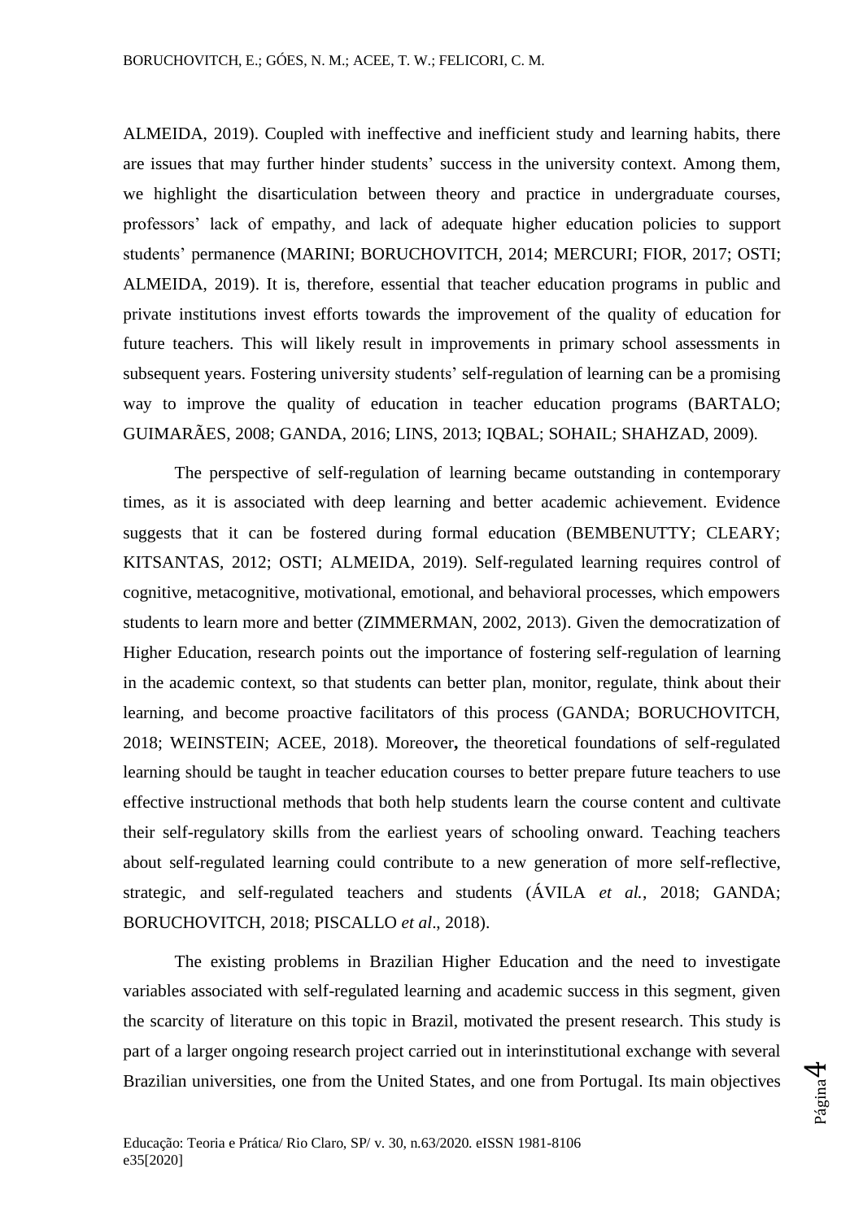ALMEIDA, 2019). Coupled with ineffective and inefficient study and learning habits, there are issues that may further hinder students' success in the university context. Among them, we highlight the disarticulation between theory and practice in undergraduate courses, professors' lack of empathy, and lack of adequate higher education policies to support students' permanence (MARINI; BORUCHOVITCH, 2014; MERCURI; FIOR, 2017; OSTI; ALMEIDA, 2019). It is, therefore, essential that teacher education programs in public and private institutions invest efforts towards the improvement of the quality of education for future teachers. This will likely result in improvements in primary school assessments in subsequent years. Fostering university students' self-regulation of learning can be a promising way to improve the quality of education in teacher education programs (BARTALO; GUIMARÃES, 2008; GANDA, 2016; LINS, 2013; IQBAL; SOHAIL; SHAHZAD, 2009).

The perspective of self-regulation of learning became outstanding in contemporary times, as it is associated with deep learning and better academic achievement. Evidence suggests that it can be fostered during formal education (BEMBENUTTY; CLEARY; KITSANTAS, 2012; OSTI; ALMEIDA, 2019). Self-regulated learning requires control of cognitive, metacognitive, motivational, emotional, and behavioral processes, which empowers students to learn more and better (ZIMMERMAN, 2002, 2013). Given the democratization of Higher Education, research points out the importance of fostering self-regulation of learning in the academic context, so that students can better plan, monitor, regulate, think about their learning, and become proactive facilitators of this process (GANDA; BORUCHOVITCH, 2018; WEINSTEIN; ACEE, 2018). Moreover**,** the theoretical foundations of self-regulated learning should be taught in teacher education courses to better prepare future teachers to use effective instructional methods that both help students learn the course content and cultivate their self-regulatory skills from the earliest years of schooling onward. Teaching teachers about self-regulated learning could contribute to a new generation of more self-reflective, strategic, and self-regulated teachers and students (ÁVILA *et al.*, 2018; GANDA; BORUCHOVITCH, 2018; PISCALLO *et al*., 2018).

The existing problems in Brazilian Higher Education and the need to investigate variables associated with self-regulated learning and academic success in this segment, given the scarcity of literature on this topic in Brazil, motivated the present research. This study is part of a larger ongoing research project carried out in interinstitutional exchange with several Brazilian universities, one from the United States, and one from Portugal. Its main objectives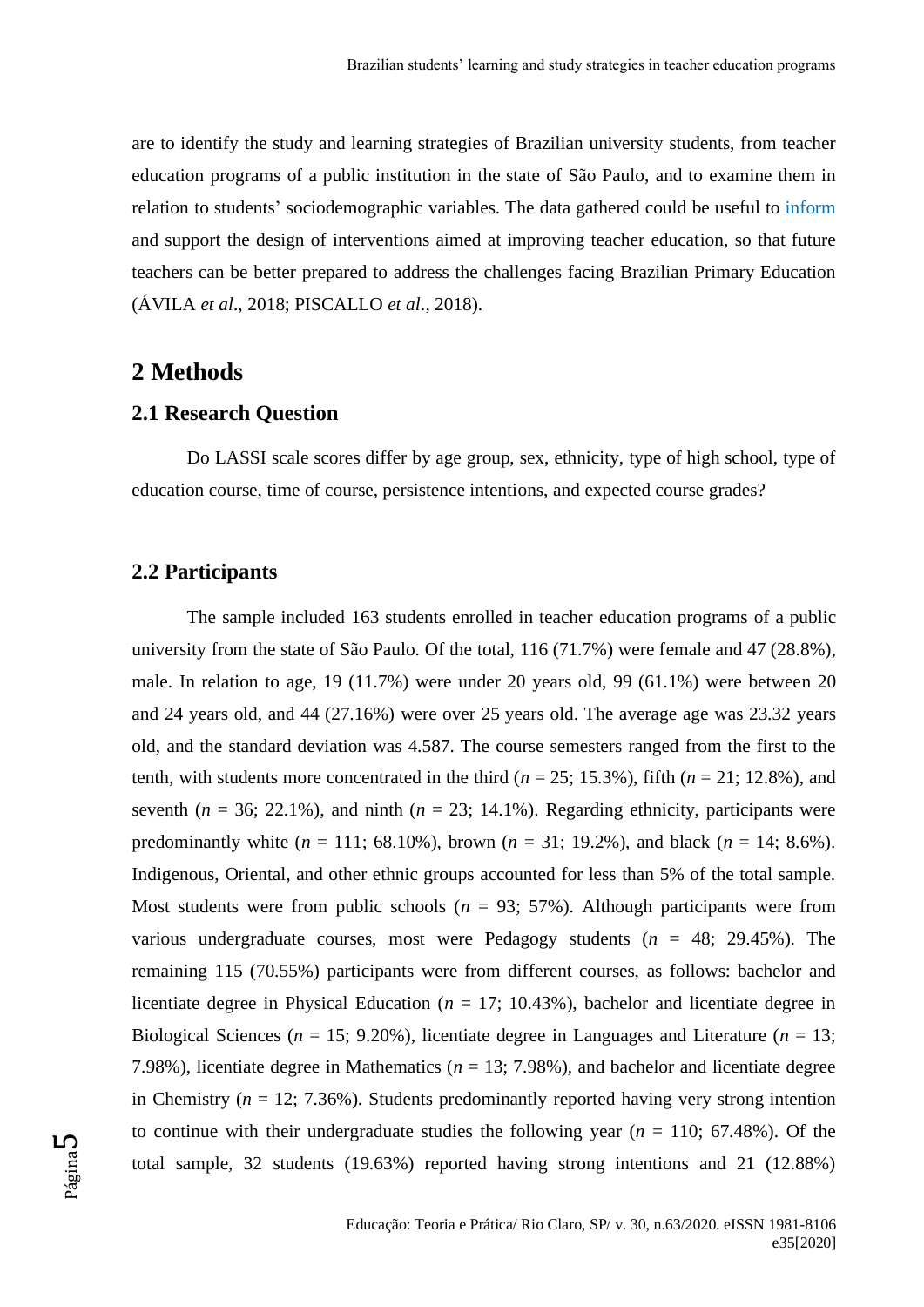are to identify the study and learning strategies of Brazilian university students, from teacher education programs of a public institution in the state of São Paulo, and to examine them in relation to students' sociodemographic variables. The data gathered could be useful to inform and support the design of interventions aimed at improving teacher education, so that future teachers can be better prepared to address the challenges facing Brazilian Primary Education (ÁVILA *et al*., 2018; PISCALLO *et al*., 2018).

## 2 Methods

### 2.1 Research Question

Do LASSI scale scores differ by age group, sex, ethnicity, type of high school, type of education course, time of course, persistence intentions, and expected course grades?

### 2.2 Participants

The sample included 163 students enrolled in teacher education programs of a public university from the state of São Paulo. Of the total, 116 (71.7%) were female and 47 (28.8%), male. In relation to age, 19 (11.7%) were under 20 years old, 99 (61.1%) were between 20 and 24 years old, and 44 (27.16%) were over 25 years old. The average age was 23.32 years old, and the standard deviation was 4.587. The course semesters ranged from the first to the tenth, with students more concentrated in the third (*n* = 25; 15.3%), fifth (*n* = 21; 12.8%), and seventh (*n* = 36; 22.1%), and ninth (*n* = 23; 14.1%). Regarding ethnicity, participants were predominantly white (*n* = 111; 68.10%), brown (*n* = 31; 19.2%), and black (*n* = 14; 8.6%). Indigenous, Oriental, and other ethnic groups accounted for less than 5% of the total sample. Most students were from public schools (*n* = 93; 57%). Although participants were from various undergraduate courses, most were Pedagogy students (*n* = 48; 29.45%). The remaining 115 (70.55%) participants were from different courses, as follows: bachelor and licentiate degree in Physical Education (*n* = 17; 10.43%), bachelor and licentiate degree in Biological Sciences (*n* = 15; 9.20%), licentiate degree in Languages and Literature (*n* = 13; 7.98%), licentiate degree in Mathematics (*n* = 13; 7.98%), and bachelor and licentiate degree in Chemistry (*n* = 12; 7.36%). Students predominantly reported having very strong intention to continue with their undergraduate studies the following year (*n* = 110; 67.48%). Of the total sample, 32 students (19.63%) reported having strong intentions and 21 (12.88%)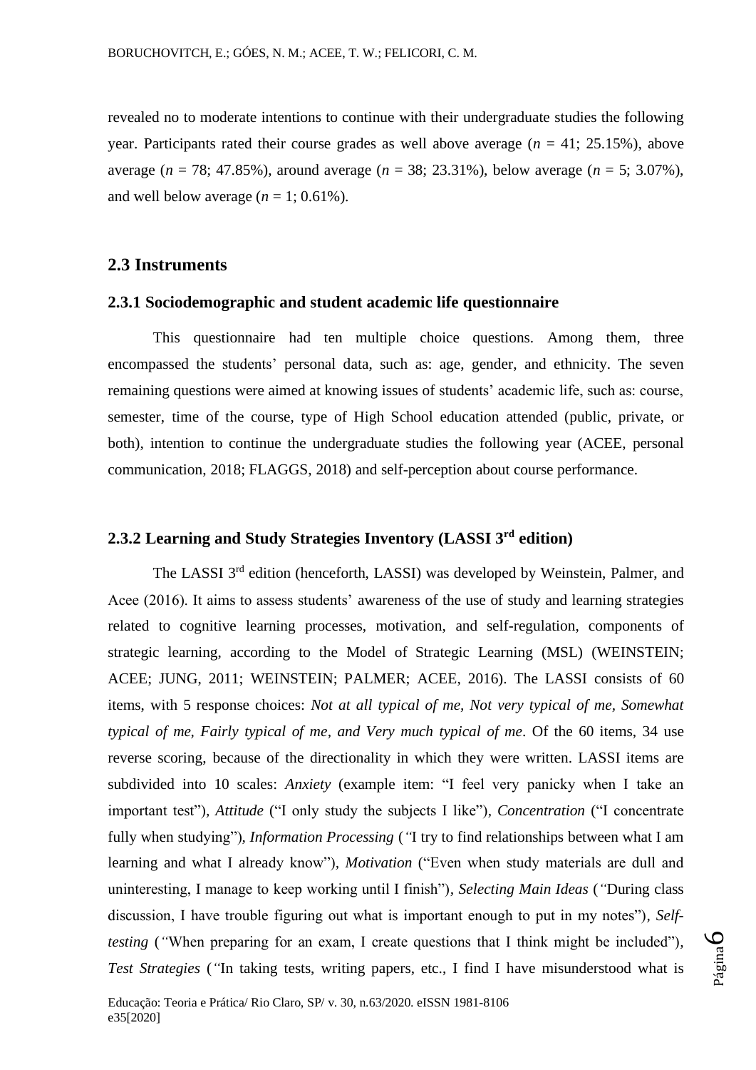revealed no to moderate intentions to continue with their undergraduate studies the following year. Participants rated their course grades as well above average (*n* = 41; 25.15%), above average (*n* = 78; 47.85%), around average (*n* = 38; 23.31%), below average (*n* = 5; 3.07%), and well below average (*n* = 1; 0.61%).

## 2.3 Instruments

### 2.3.1 Sociodemographic and student academic life questionnaire

This questionnaire had ten multiple choice questions. Among them, three encompassed the students' personal data, such as: age, gender, and ethnicity. The seven remaining questions were aimed at knowing issues of students' academic life, such as: course, semester, time of the course, type of High School education attended (public, private, or both), intention to continue the undergraduate studies the following year (ACEE, personal communication, 2018; FLAGGS, 2018) and self-perception about course performance.

### 2.3.2 Learning and Study Strategies Inventory (LASSI 3rd edition)

The LASSI 3rd edition (henceforth, LASSI) was developed by Weinstein, Palmer, and Acee (2016). It aims to assess students' awareness of the use of study and learning strategies related to cognitive learning processes, motivation, and self-regulation, components of strategic learning, according to the Model of Strategic Learning (MSL) (WEINSTEIN; ACEE; JUNG, 2011; WEINSTEIN; PALMER; ACEE, 2016). The LASSI consists of 60 items, with 5 response choices: *Not at all typical of me, Not very typical of me, Somewhat typical of me, Fairly typical of me, and Very much typical of me*. Of the 60 items, 34 use reverse scoring, because of the directionality in which they were written. LASSI items are subdivided into 10 scales: *Anxiety* (example item: "I feel very panicky when I take an important test"), *Attitude* ("I only study the subjects I like"), *Concentration* ("I concentrate fully when studying"), *Information Processing* ("I try to find relationships between what I am learning and what I already know"), *Motivation* ("Even when study materials are dull and uninteresting, I manage to keep working until I finish"), *Selecting Main Ideas* ("During class discussion, I have trouble figuring out what is important enough to put in my notes"), *Self-testing* ("When preparing for an exam, I create questions that I think might be included"), *Test Strategies* ("In taking tests, writing papers, etc., I find I have misunderstood what is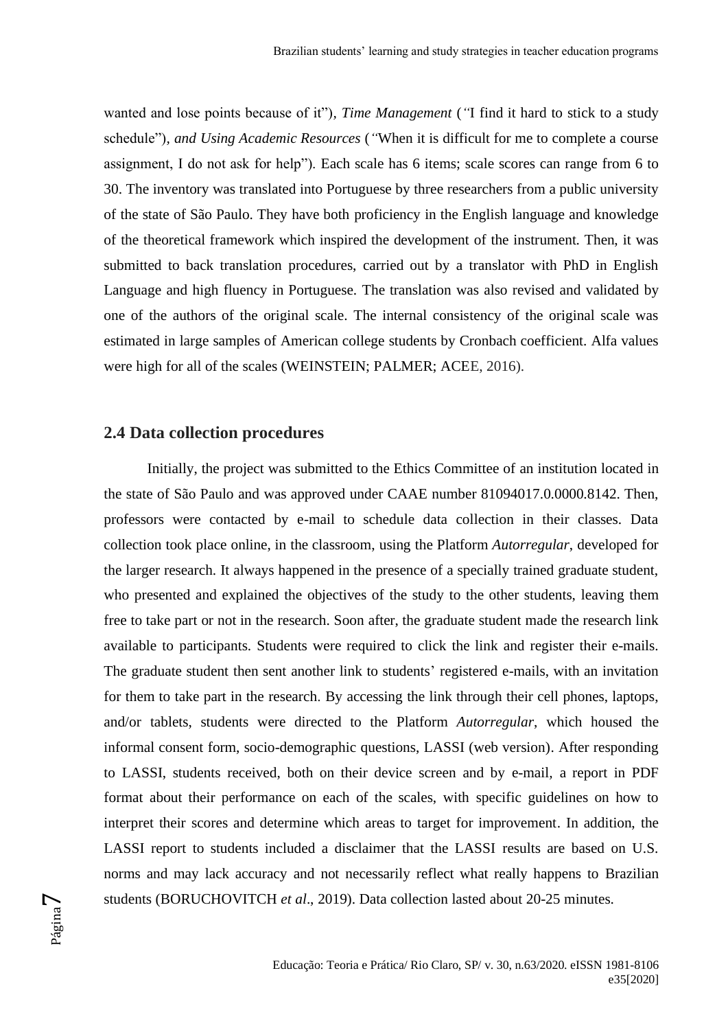wanted and lose points because of it"), *Time Management* ("I find it hard to stick to a study schedule"), *and Using Academic Resources* ("When it is difficult for me to complete a course assignment, I do not ask for help"). Each scale has 6 items; scale scores can range from 6 to 30. The inventory was translated into Portuguese by three researchers from a public university of the state of São Paulo. They have both proficiency in the English language and knowledge of the theoretical framework which inspired the development of the instrument. Then, it was submitted to back translation procedures, carried out by a translator with PhD in English Language and high fluency in Portuguese. The translation was also revised and validated by one of the authors of the original scale. The internal consistency of the original scale was estimated in large samples of American college students by Cronbach coefficient. Alfa values were high for all of the scales (WEINSTEIN; PALMER; ACEE, 2016).

## 2.4 Data collection procedures

Initially, the project was submitted to the Ethics Committee of an institution located in the state of São Paulo and was approved under CAAE number 81094017.0.0000.8142. Then, professors were contacted by e-mail to schedule data collection in their classes. Data collection took place online, in the classroom, using the Platform *Autorregular*, developed for the larger research. It always happened in the presence of a specially trained graduate student, who presented and explained the objectives of the study to the other students, leaving them free to take part or not in the research. Soon after, the graduate student made the research link available to participants. Students were required to click the link and register their e-mails. The graduate student then sent another link to students' registered e-mails, with an invitation for them to take part in the research. By accessing the link through their cell phones, laptops, and/or tablets, students were directed to the Platform *Autorregular*, which housed the informal consent form, socio-demographic questions, LASSI (web version). After responding to LASSI, students received, both on their device screen and by e-mail, a report in PDF format about their performance on each of the scales, with specific guidelines on how to interpret their scores and determine which areas to target for improvement. In addition, the LASSI report to students included a disclaimer that the LASSI results are based on U.S. norms and may lack accuracy and not necessarily reflect what really happens to Brazilian students (BORUCHOVITCH *et al*., 2019). Data collection lasted about 20-25 minutes.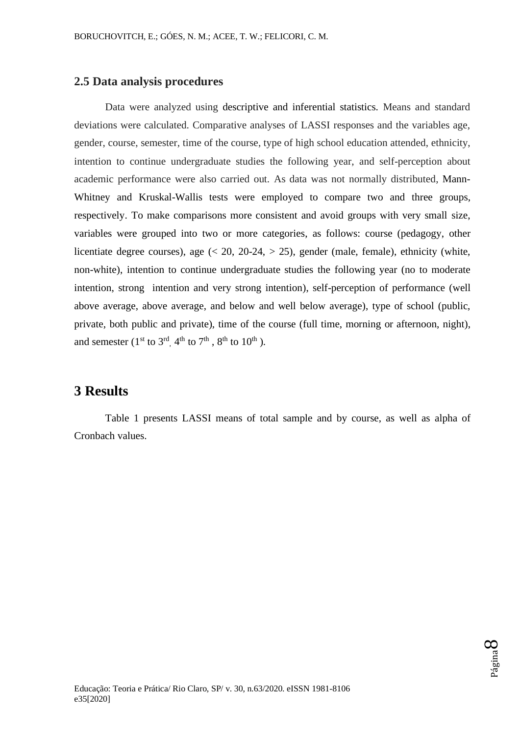### 2.5 Data analysis procedures

Data were analyzed using descriptive and inferential statistics. Means and standard deviations were calculated. Comparative analyses of LASSI responses and the variables age, gender, course, semester, time of the course, type of high school education attended, ethnicity, intention to continue undergraduate studies the following year, and self-perception about academic performance were also carried out. As data was not normally distributed, Mann-Whitney and Kruskal-Wallis tests were employed to compare two and three groups, respectively. To make comparisons more consistent and avoid groups with very small size, variables were grouped into two or more categories, as follows: course (pedagogy, other licentiate degree courses), age (< 20, 20-24, > 25), gender (male, female), ethnicity (white, non-white), intention to continue undergraduate studies the following year (no to moderate intention, strong intention and very strong intention), self-perception of performance (well above average, above average, and below and well below average), type of school (public, private, both public and private), time of the course (full time, morning or afternoon, night), and semester (1st to 3rd, 4th to 7th, 8th to 10th).

## 3 Results

Table 1 presents LASSI means of total sample and by course, as well as alpha of Cronbach values.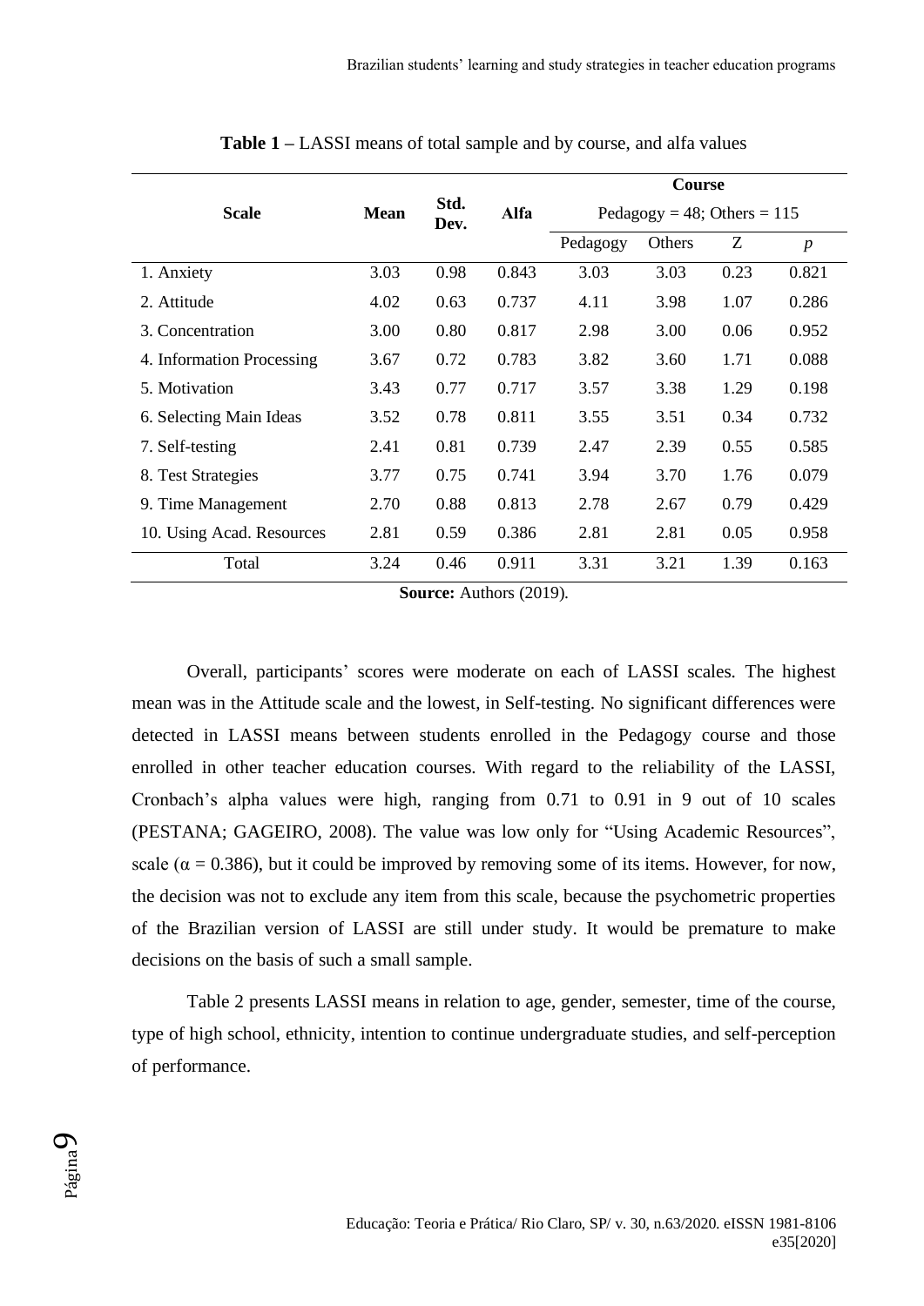**Table 1** – LASSI means of total sample and by course, and alfa values

| Scale | Mean | Std. Dev. | Alfa | Course | | | |
|---|---|---|---|---|---|---|---|
| | | | | Pedagogy = 48; Others = 115 | | | |
| | | | | Pedagogy | Others | Z | *p* |
| 1. Anxiety | 3.03 | 0.98 | 0.843 | 3.03 | 3.03 | 0.23 | 0.821 |
| 2. Attitude | 4.02 | 0.63 | 0.737 | 4.11 | 3.98 | 1.07 | 0.286 |
| 3. Concentration | 3.00 | 0.80 | 0.817 | 2.98 | 3.00 | 0.06 | 0.952 |
| 4. Information Processing | 3.67 | 0.72 | 0.783 | 3.82 | 3.60 | 1.71 | 0.088 |
| 5. Motivation | 3.43 | 0.77 | 0.717 | 3.57 | 3.38 | 1.29 | 0.198 |
| 6. Selecting Main Ideas | 3.52 | 0.78 | 0.811 | 3.55 | 3.51 | 0.34 | 0.732 |
| 7. Self-testing | 2.41 | 0.81 | 0.739 | 2.47 | 2.39 | 0.55 | 0.585 |
| 8. Test Strategies | 3.77 | 0.75 | 0.741 | 3.94 | 3.70 | 1.76 | 0.079 |
| 9. Time Management | 2.70 | 0.88 | 0.813 | 2.78 | 2.67 | 0.79 | 0.429 |
| 10. Using Acad. Resources | 2.81 | 0.59 | 0.386 | 2.81 | 2.81 | 0.05 | 0.958 |
| Total | 3.24 | 0.46 | 0.911 | 3.31 | 3.21 | 1.39 | 0.163 |

**Source:** Authors (2019).

Overall, participants' scores were moderate on each of LASSI scales. The highest mean was in the Attitude scale and the lowest, in Self-testing. No significant differences were detected in LASSI means between students enrolled in the Pedagogy course and those enrolled in other teacher education courses. With regard to the reliability of the LASSI, Cronbach's alpha values were high, ranging from 0.71 to 0.91 in 9 out of 10 scales (PESTANA; GAGEIRO, 2008). The value was low only for "Using Academic Resources", scale ($\alpha = 0.386$), but it could be improved by removing some of its items. However, for now, the decision was not to exclude any item from this scale, because the psychometric properties of the Brazilian version of LASSI are still under study. It would be premature to make decisions on the basis of such a small sample.

Table 2 presents LASSI means in relation to age, gender, semester, time of the course, type of high school, ethnicity, intention to continue undergraduate studies, and self-perception of performance.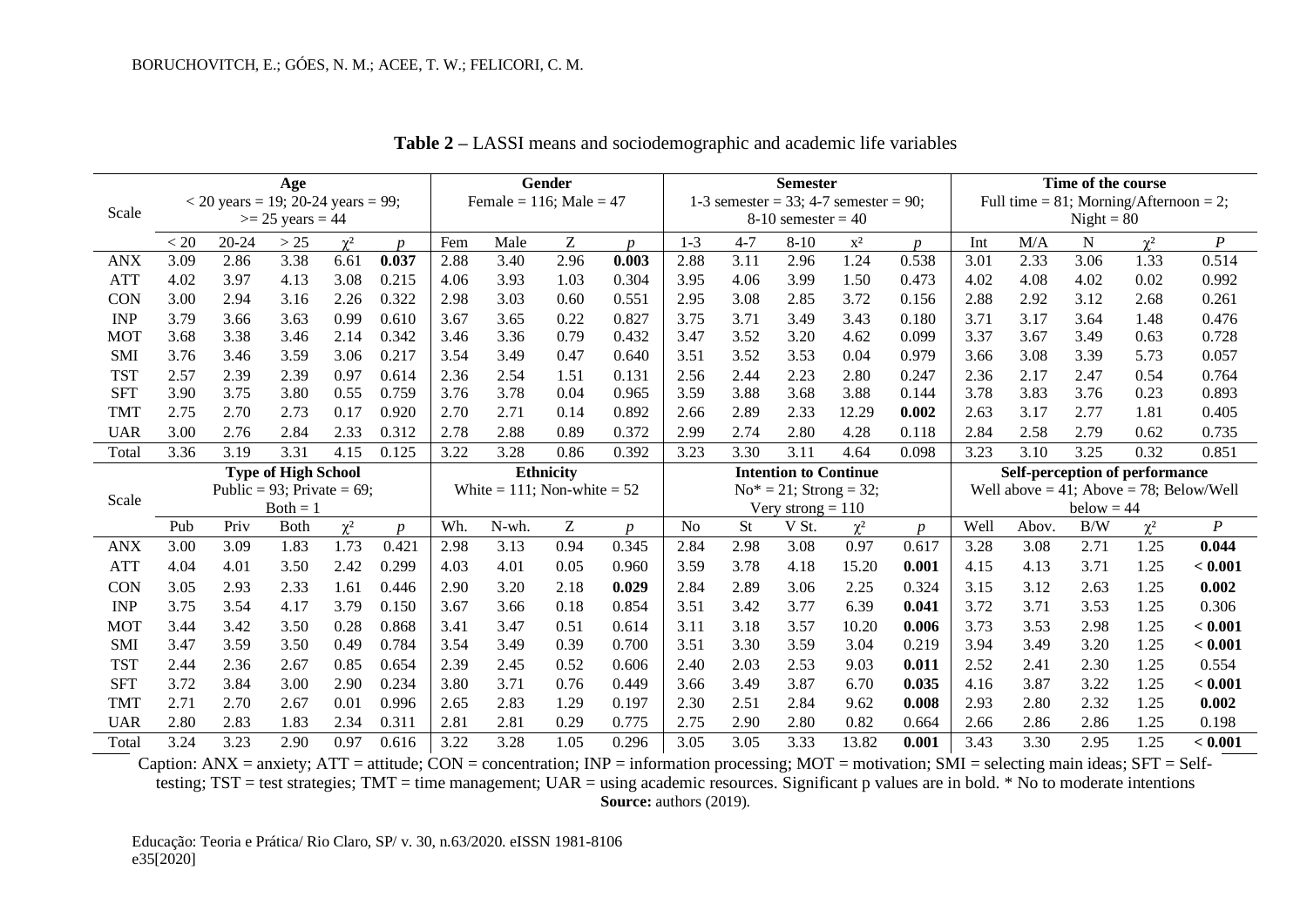**Table 2** – LASSI means and sociodemographic and academic life variables

| Scale | Age < 20 years = 19; 20-24 years = 99; >= 25 years = 44 | | | | | Gender Female = 116; Male = 47 | | | | Semester 1-3 semester = 33; 4-7 semester = 90; 8-10 semester = 40 | | | | | Time of the course Full time = 81; Morning/Afternoon = 2; Night = 80 | | | | |
|---|---|---|---|---|---|---|---|---|---|---|---|---|---|---|---|---|---|---|---|
| | < 20 | 20-24 | > 25 | $\chi^2$ | $p$ | Fem | Male | Z | $p$ | 1-3 | 4-7 | 8-10 | $x^2$ | $p$ | Int | M/A | N | $\chi^2$ | $P$ |
| ANX | 3.09 | 2.86 | 3.38 | 6.61 | **0.037** | 2.88 | 3.40 | 2.96 | **0.003** | 2.88 | 3.11 | 2.96 | 1.24 | 0.538 | 3.01 | 2.33 | 3.06 | 1.33 | 0.514 |
| ATT | 4.02 | 3.97 | 4.13 | 3.08 | 0.215 | 4.06 | 3.93 | 1.03 | 0.304 | 3.95 | 4.06 | 3.99 | 1.50 | 0.473 | 4.02 | 4.08 | 4.02 | 0.02 | 0.992 |
| CON | 3.00 | 2.94 | 3.16 | 2.26 | 0.322 | 2.98 | 3.03 | 0.60 | 0.551 | 2.95 | 3.08 | 2.85 | 3.72 | 0.156 | 2.88 | 2.92 | 3.12 | 2.68 | 0.261 |
| INP | 3.79 | 3.66 | 3.63 | 0.99 | 0.610 | 3.67 | 3.65 | 0.22 | 0.827 | 3.75 | 3.71 | 3.49 | 3.43 | 0.180 | 3.71 | 3.17 | 3.64 | 1.48 | 0.476 |
| MOT | 3.68 | 3.38 | 3.46 | 2.14 | 0.342 | 3.46 | 3.36 | 0.79 | 0.432 | 3.47 | 3.52 | 3.20 | 4.62 | 0.099 | 3.37 | 3.67 | 3.49 | 0.63 | 0.728 |
| SMI | 3.76 | 3.46 | 3.59 | 3.06 | 0.217 | 3.54 | 3.49 | 0.47 | 0.640 | 3.51 | 3.52 | 3.53 | 0.04 | 0.979 | 3.66 | 3.08 | 3.39 | 5.73 | 0.057 |
| TST | 2.57 | 2.39 | 2.39 | 0.97 | 0.614 | 2.36 | 2.54 | 1.51 | 0.131 | 2.56 | 2.44 | 2.23 | 2.80 | 0.247 | 2.36 | 2.17 | 2.47 | 0.54 | 0.764 |
| SFT | 3.90 | 3.75 | 3.80 | 0.55 | 0.759 | 3.76 | 3.78 | 0.04 | 0.965 | 3.59 | 3.88 | 3.68 | 3.88 | 0.144 | 3.78 | 3.83 | 3.76 | 0.23 | 0.893 |
| TMT | 2.75 | 2.70 | 2.73 | 0.17 | 0.920 | 2.70 | 2.71 | 0.14 | 0.892 | 2.66 | 2.89 | 2.33 | 12.29 | **0.002** | 2.63 | 3.17 | 2.77 | 1.81 | 0.405 |
| UAR | 3.00 | 2.76 | 2.84 | 2.33 | 0.312 | 2.78 | 2.88 | 0.89 | 0.372 | 2.99 | 2.74 | 2.80 | 4.28 | 0.118 | 2.84 | 2.58 | 2.79 | 0.62 | 0.735 |
| Total | 3.36 | 3.19 | 3.31 | 4.15 | 0.125 | 3.22 | 3.28 | 0.86 | 0.392 | 3.23 | 3.30 | 3.11 | 4.64 | 0.098 | 3.23 | 3.10 | 3.25 | 0.32 | 0.851 |
| Scale | Type of High School Public = 93; Private = 69; Both = 1 | | | | | Ethnicity White = 111; Non-white = 52 | | | | Intention to Continue No* = 21; Strong = 32; Very strong = 110 | | | | | Self-perception of performance Well above = 41; Above = 78; Below/Well below = 44 | | | | |
| | Pub | Priv | Both | $\chi^2$ | $p$ | Wh. | N-wh. | Z | $p$ | No | St | V St. | $\chi^2$ | $p$ | Well | Abov. | B/W | $\chi^2$ | $P$ |
| ANX | 3.00 | 3.09 | 1.83 | 1.73 | 0.421 | 2.98 | 3.13 | 0.94 | 0.345 | 2.84 | 2.98 | 3.08 | 0.97 | 0.617 | 3.28 | 3.08 | 2.71 | 1.25 | **0.044** |
| ATT | 4.04 | 4.01 | 3.50 | 2.42 | 0.299 | 4.03 | 4.01 | 0.05 | 0.960 | 3.59 | 3.78 | 4.18 | 15.20 | **0.001** | 4.15 | 4.13 | 3.71 | 1.25 | **< 0.001** |
| CON | 3.05 | 2.93 | 2.33 | 1.61 | 0.446 | 2.90 | 3.20 | 2.18 | **0.029** | 2.84 | 2.89 | 3.06 | 2.25 | 0.324 | 3.15 | 3.12 | 2.63 | 1.25 | **0.002** |
| INP | 3.75 | 3.54 | 4.17 | 3.79 | 0.150 | 3.67 | 3.66 | 0.18 | 0.854 | 3.51 | 3.42 | 3.77 | 6.39 | **0.041** | 3.72 | 3.71 | 3.53 | 1.25 | 0.306 |
| MOT | 3.44 | 3.42 | 3.50 | 0.28 | 0.868 | 3.41 | 3.47 | 0.51 | 0.614 | 3.11 | 3.18 | 3.57 | 10.20 | **0.006** | 3.73 | 3.53 | 2.98 | 1.25 | **< 0.001** |
| SMI | 3.47 | 3.59 | 3.50 | 0.49 | 0.784 | 3.54 | 3.49 | 0.39 | 0.700 | 3.51 | 3.30 | 3.59 | 3.04 | 0.219 | 3.94 | 3.49 | 3.20 | 1.25 | **< 0.001** |
| TST | 2.44 | 2.36 | 2.67 | 0.85 | 0.654 | 2.39 | 2.45 | 0.52 | 0.606 | 2.40 | 2.03 | 2.53 | 9.03 | **0.011** | 2.52 | 2.41 | 2.30 | 1.25 | 0.554 |
| SFT | 3.72 | 3.84 | 3.00 | 2.90 | 0.234 | 3.80 | 3.71 | 0.76 | 0.449 | 3.66 | 3.49 | 3.87 | 6.70 | **0.035** | 4.16 | 3.87 | 3.22 | 1.25 | **< 0.001** |
| TMT | 2.71 | 2.70 | 2.67 | 0.01 | 0.996 | 2.65 | 2.83 | 1.29 | 0.197 | 2.30 | 2.51 | 2.84 | 9.62 | **0.008** | 2.93 | 2.80 | 2.32 | 1.25 | **0.002** |
| UAR | 2.80 | 2.83 | 1.83 | 2.34 | 0.311 | 2.81 | 2.81 | 0.29 | 0.775 | 2.75 | 2.90 | 2.80 | 0.82 | 0.664 | 2.66 | 2.86 | 2.86 | 1.25 | 0.198 |
| Total | 3.24 | 3.23 | 2.90 | 0.97 | 0.616 | 3.22 | 3.28 | 1.05 | 0.296 | 3.05 | 3.05 | 3.33 | 13.82 | **0.001** | 3.43 | 3.30 | 2.95 | 1.25 | **< 0.001** |

Caption: ANX = anxiety; ATT = attitude; CON = concentration; INP = information processing; MOT = motivation; SMI = selecting main ideas; SFT = Self-testing; TST = test strategies; TMT = time management; UAR = using academic resources. Significant p values are in bold. * No to moderate intentions

**Source:** authors (2019).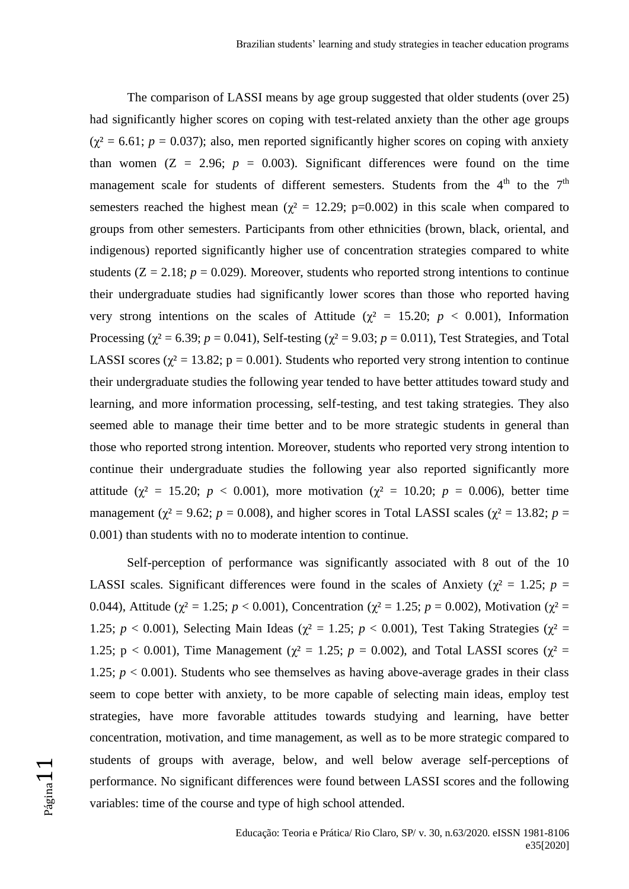The comparison of LASSI means by age group suggested that older students (over 25) had significantly higher scores on coping with test-related anxiety than the other age groups ($\chi^2 = 6.61$; $p = 0.037$); also, men reported significantly higher scores on coping with anxiety than women ($Z = 2.96$; $p = 0.003$). Significant differences were found on the time management scale for students of different semesters. Students from the 4th to the 7th semesters reached the highest mean ($\chi^2 = 12.29$; $p=0.002$) in this scale when compared to groups from other semesters. Participants from other ethnicities (brown, black, oriental, and indigenous) reported significantly higher use of concentration strategies compared to white students ($Z = 2.18$; $p = 0.029$). Moreover, students who reported strong intentions to continue their undergraduate studies had significantly lower scores than those who reported having very strong intentions on the scales of Attitude ($\chi^2 = 15.20$; $p < 0.001$), Information Processing ($\chi^2 = 6.39$; $p = 0.041$), Self-testing ($\chi^2 = 9.03$; $p = 0.011$), Test Strategies, and Total LASSI scores ($\chi^2 = 13.82$; $p = 0.001$). Students who reported very strong intention to continue their undergraduate studies the following year tended to have better attitudes toward study and learning, and more information processing, self-testing, and test taking strategies. They also seemed able to manage their time better and to be more strategic students in general than those who reported strong intention. Moreover, students who reported very strong intention to continue their undergraduate studies the following year also reported significantly more attitude ($\chi^2 = 15.20$; $p < 0.001$), more motivation ($\chi^2 = 10.20$; $p = 0.006$), better time management ($\chi^2 = 9.62$; $p = 0.008$), and higher scores in Total LASSI scales ($\chi^2 = 13.82$; $p = 0.001$) than students with no to moderate intention to continue.

Self-perception of performance was significantly associated with 8 out of the 10 LASSI scales. Significant differences were found in the scales of Anxiety ($\chi^2 = 1.25$; $p = 0.044$), Attitude ($\chi^2 = 1.25$; $p < 0.001$), Concentration ($\chi^2 = 1.25$; $p = 0.002$), Motivation ($\chi^2 = 1.25$; $p < 0.001$), Selecting Main Ideas ($\chi^2 = 1.25$; $p < 0.001$), Test Taking Strategies ($\chi^2 = 1.25$; $p < 0.001$), Time Management ($\chi^2 = 1.25$; $p = 0.002$), and Total LASSI scores ($\chi^2 = 1.25$; $p < 0.001$). Students who see themselves as having above-average grades in their class seem to cope better with anxiety, to be more capable of selecting main ideas, employ test strategies, have more favorable attitudes towards studying and learning, have better concentration, motivation, and time management, as well as to be more strategic compared to students of groups with average, below, and well below average self-perceptions of performance. No significant differences were found between LASSI scores and the following variables: time of the course and type of high school attended.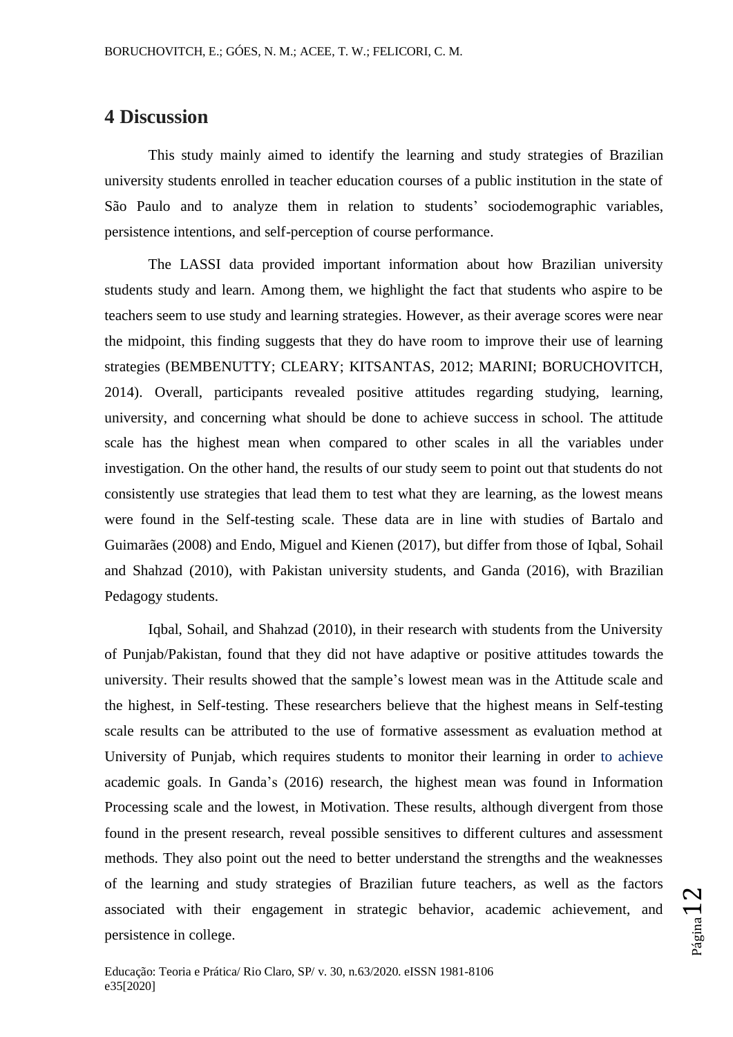## 4 Discussion

This study mainly aimed to identify the learning and study strategies of Brazilian university students enrolled in teacher education courses of a public institution in the state of São Paulo and to analyze them in relation to students' sociodemographic variables, persistence intentions, and self-perception of course performance.

The LASSI data provided important information about how Brazilian university students study and learn. Among them, we highlight the fact that students who aspire to be teachers seem to use study and learning strategies. However, as their average scores were near the midpoint, this finding suggests that they do have room to improve their use of learning strategies (BEMBENUTTY; CLEARY; KITSANTAS, 2012; MARINI; BORUCHOVITCH, 2014). Overall, participants revealed positive attitudes regarding studying, learning, university, and concerning what should be done to achieve success in school. The attitude scale has the highest mean when compared to other scales in all the variables under investigation. On the other hand, the results of our study seem to point out that students do not consistently use strategies that lead them to test what they are learning, as the lowest means were found in the Self-testing scale. These data are in line with studies of Bartalo and Guimarães (2008) and Endo, Miguel and Kienen (2017), but differ from those of Iqbal, Sohail and Shahzad (2010), with Pakistan university students, and Ganda (2016), with Brazilian Pedagogy students.

Iqbal, Sohail, and Shahzad (2010), in their research with students from the University of Punjab/Pakistan, found that they did not have adaptive or positive attitudes towards the university. Their results showed that the sample's lowest mean was in the Attitude scale and the highest, in Self-testing. These researchers believe that the highest means in Self-testing scale results can be attributed to the use of formative assessment as evaluation method at University of Punjab, which requires students to monitor their learning in order to achieve academic goals. In Ganda's (2016) research, the highest mean was found in Information Processing scale and the lowest, in Motivation. These results, although divergent from those found in the present research, reveal possible sensitives to different cultures and assessment methods. They also point out the need to better understand the strengths and the weaknesses of the learning and study strategies of Brazilian future teachers, as well as the factors associated with their engagement in strategic behavior, academic achievement, and persistence in college.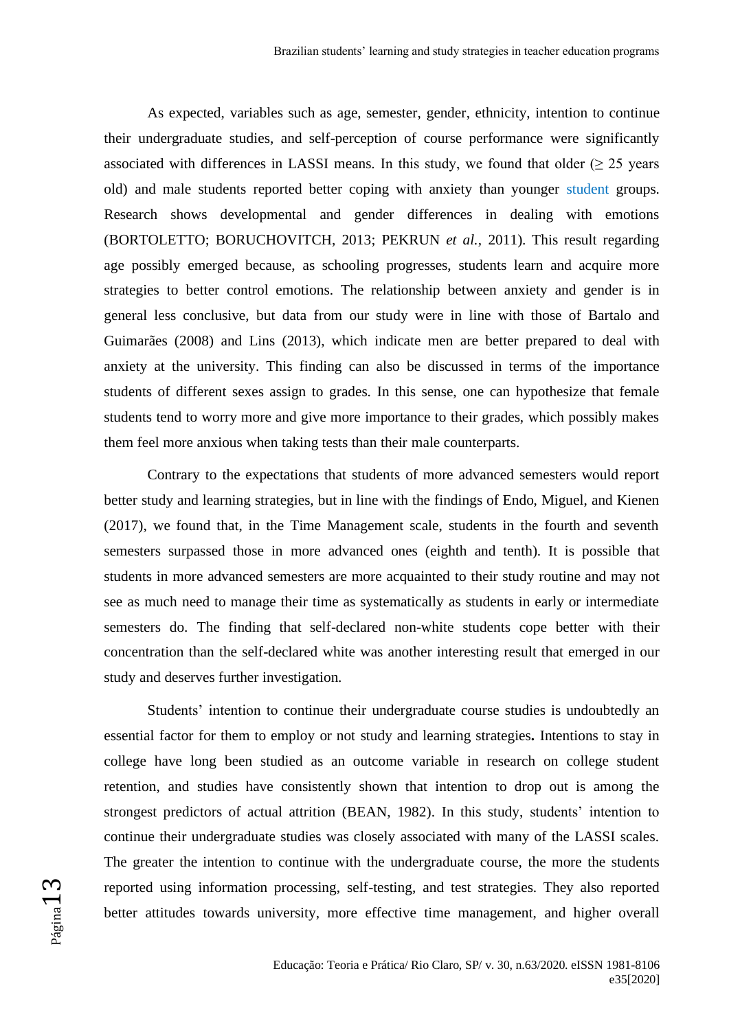As expected, variables such as age, semester, gender, ethnicity, intention to continue their undergraduate studies, and self-perception of course performance were significantly associated with differences in LASSI means. In this study, we found that older ($\geq$ 25 years old) and male students reported better coping with anxiety than younger student groups. Research shows developmental and gender differences in dealing with emotions (BORTOLETTO; BORUCHOVITCH, 2013; PEKRUN *et al.*, 2011). This result regarding age possibly emerged because, as schooling progresses, students learn and acquire more strategies to better control emotions. The relationship between anxiety and gender is in general less conclusive, but data from our study were in line with those of Bartalo and Guimarães (2008) and Lins (2013), which indicate men are better prepared to deal with anxiety at the university. This finding can also be discussed in terms of the importance students of different sexes assign to grades. In this sense, one can hypothesize that female students tend to worry more and give more importance to their grades, which possibly makes them feel more anxious when taking tests than their male counterparts.

Contrary to the expectations that students of more advanced semesters would report better study and learning strategies, but in line with the findings of Endo, Miguel, and Kienen (2017), we found that, in the Time Management scale, students in the fourth and seventh semesters surpassed those in more advanced ones (eighth and tenth). It is possible that students in more advanced semesters are more acquainted to their study routine and may not see as much need to manage their time as systematically as students in early or intermediate semesters do. The finding that self-declared non-white students cope better with their concentration than the self-declared white was another interesting result that emerged in our study and deserves further investigation.

Students' intention to continue their undergraduate course studies is undoubtedly an essential factor for them to employ or not study and learning strategies**.** Intentions to stay in college have long been studied as an outcome variable in research on college student retention, and studies have consistently shown that intention to drop out is among the strongest predictors of actual attrition (BEAN, 1982). In this study, students' intention to continue their undergraduate studies was closely associated with many of the LASSI scales. The greater the intention to continue with the undergraduate course, the more the students reported using information processing, self-testing, and test strategies. They also reported better attitudes towards university, more effective time management, and higher overall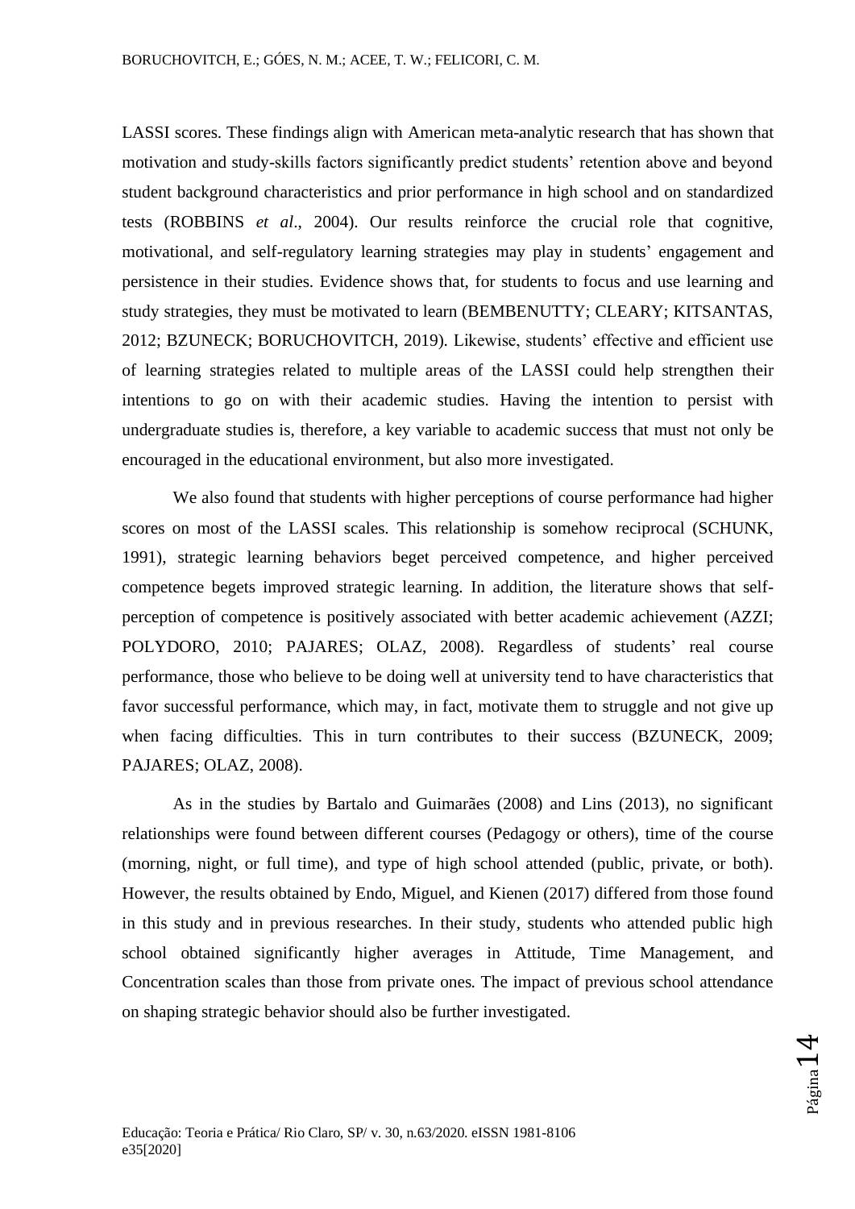LASSI scores. These findings align with American meta-analytic research that has shown that motivation and study-skills factors significantly predict students' retention above and beyond student background characteristics and prior performance in high school and on standardized tests (ROBBINS *et al*., 2004). Our results reinforce the crucial role that cognitive, motivational, and self-regulatory learning strategies may play in students' engagement and persistence in their studies. Evidence shows that, for students to focus and use learning and study strategies, they must be motivated to learn (BEMBENUTTY; CLEARY; KITSANTAS, 2012; BZUNECK; BORUCHOVITCH, 2019). Likewise, students' effective and efficient use of learning strategies related to multiple areas of the LASSI could help strengthen their intentions to go on with their academic studies. Having the intention to persist with undergraduate studies is, therefore, a key variable to academic success that must not only be encouraged in the educational environment, but also more investigated.

We also found that students with higher perceptions of course performance had higher scores on most of the LASSI scales. This relationship is somehow reciprocal (SCHUNK, 1991), strategic learning behaviors beget perceived competence, and higher perceived competence begets improved strategic learning. In addition, the literature shows that self-perception of competence is positively associated with better academic achievement (AZZI; POLYDORO, 2010; PAJARES; OLAZ, 2008). Regardless of students' real course performance, those who believe to be doing well at university tend to have characteristics that favor successful performance, which may, in fact, motivate them to struggle and not give up when facing difficulties. This in turn contributes to their success (BZUNECK, 2009; PAJARES; OLAZ, 2008).

As in the studies by Bartalo and Guimarães (2008) and Lins (2013), no significant relationships were found between different courses (Pedagogy or others), time of the course (morning, night, or full time), and type of high school attended (public, private, or both). However, the results obtained by Endo, Miguel, and Kienen (2017) differed from those found in this study and in previous researches. In their study, students who attended public high school obtained significantly higher averages in Attitude, Time Management, and Concentration scales than those from private ones. The impact of previous school attendance on shaping strategic behavior should also be further investigated.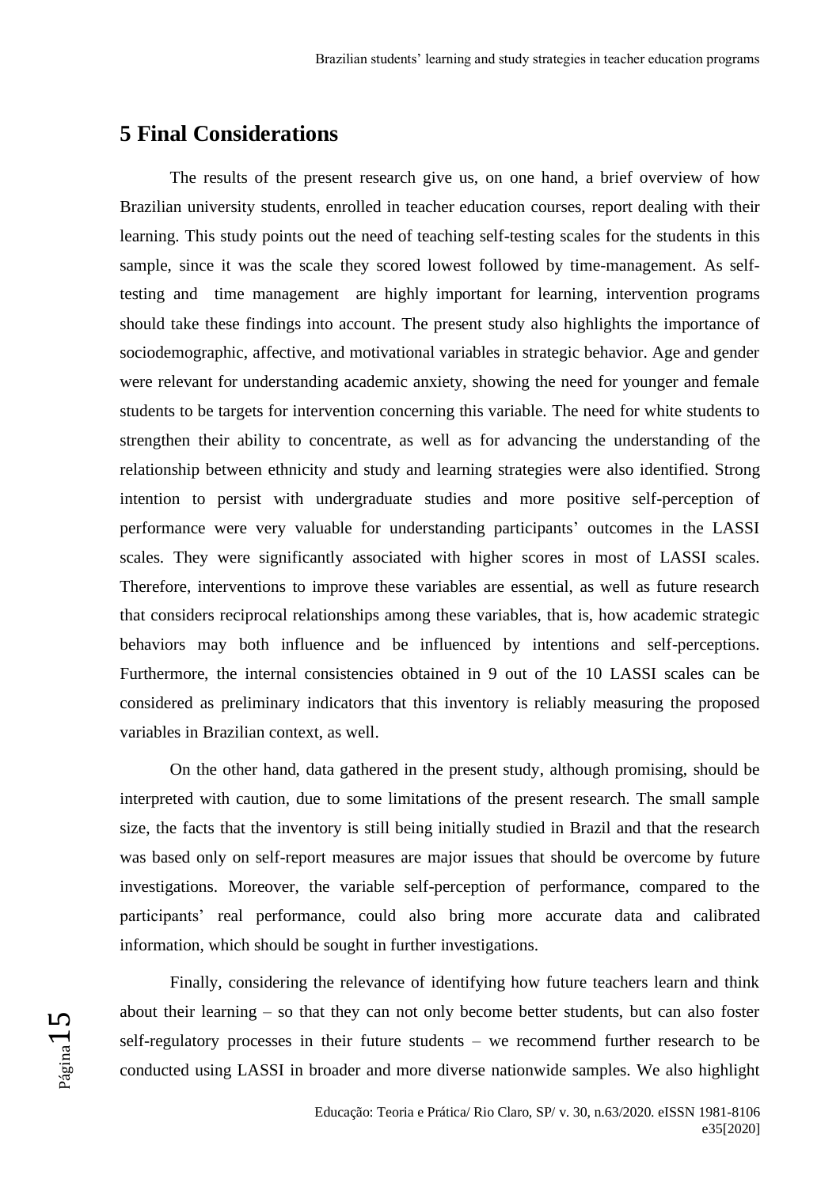## 5 Final Considerations

The results of the present research give us, on one hand, a brief overview of how Brazilian university students, enrolled in teacher education courses, report dealing with their learning. This study points out the need of teaching self-testing scales for the students in this sample, since it was the scale they scored lowest followed by time-management. As self-testing and time management are highly important for learning, intervention programs should take these findings into account. The present study also highlights the importance of sociodemographic, affective, and motivational variables in strategic behavior. Age and gender were relevant for understanding academic anxiety, showing the need for younger and female students to be targets for intervention concerning this variable. The need for white students to strengthen their ability to concentrate, as well as for advancing the understanding of the relationship between ethnicity and study and learning strategies were also identified. Strong intention to persist with undergraduate studies and more positive self-perception of performance were very valuable for understanding participants' outcomes in the LASSI scales. They were significantly associated with higher scores in most of LASSI scales. Therefore, interventions to improve these variables are essential, as well as future research that considers reciprocal relationships among these variables, that is, how academic strategic behaviors may both influence and be influenced by intentions and self-perceptions. Furthermore, the internal consistencies obtained in 9 out of the 10 LASSI scales can be considered as preliminary indicators that this inventory is reliably measuring the proposed variables in Brazilian context, as well.

On the other hand, data gathered in the present study, although promising, should be interpreted with caution, due to some limitations of the present research. The small sample size, the facts that the inventory is still being initially studied in Brazil and that the research was based only on self-report measures are major issues that should be overcome by future investigations. Moreover, the variable self-perception of performance, compared to the participants' real performance, could also bring more accurate data and calibrated information, which should be sought in further investigations.

Finally, considering the relevance of identifying how future teachers learn and think about their learning – so that they can not only become better students, but can also foster self-regulatory processes in their future students – we recommend further research to be conducted using LASSI in broader and more diverse nationwide samples. We also highlight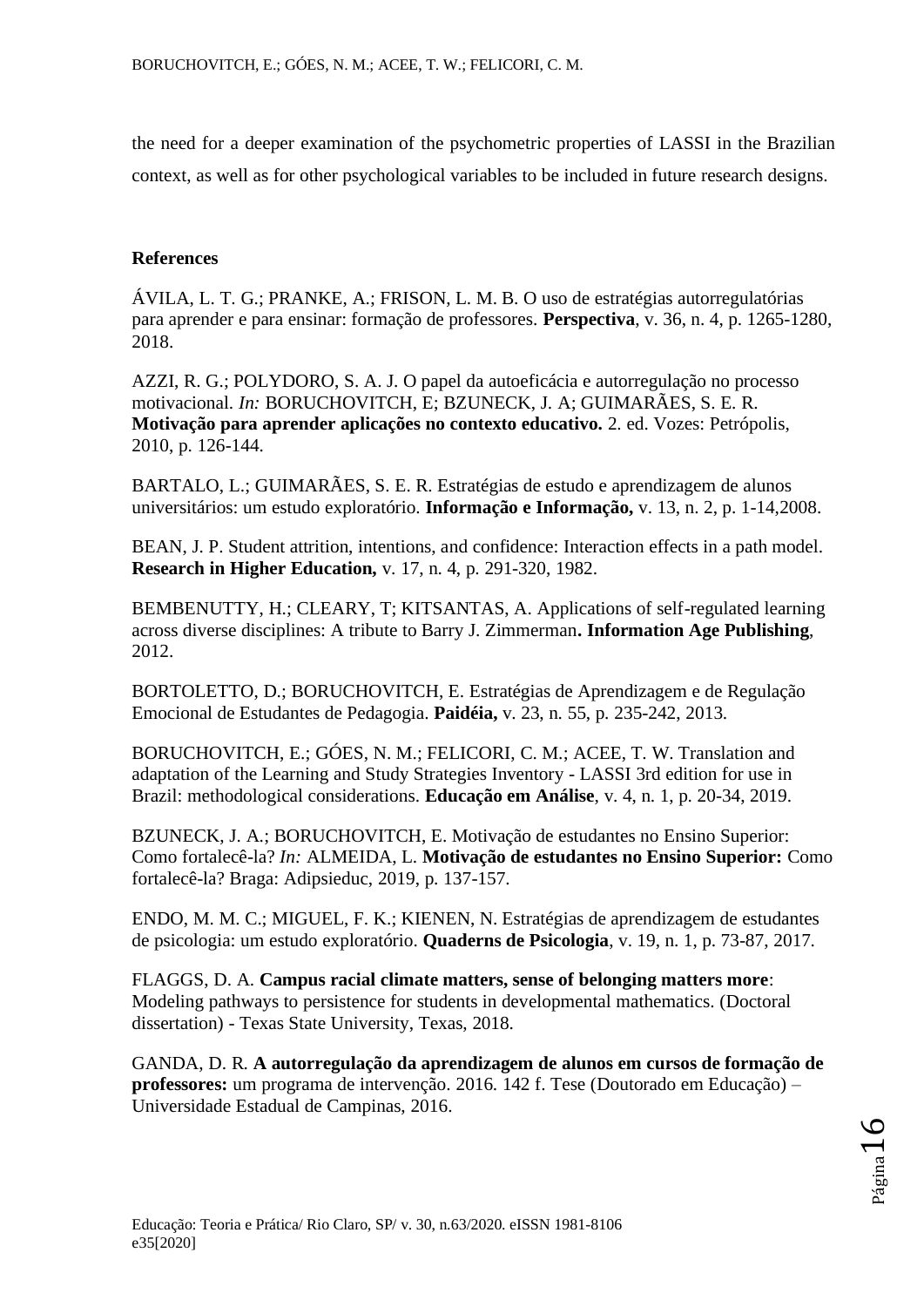the need for a deeper examination of the psychometric properties of LASSI in the Brazilian context, as well as for other psychological variables to be included in future research designs.

**References**

ÁVILA, L. T. G.; PRANKE, A.; FRISON, L. M. B. O uso de estratégias autorregulatórias para aprender e para ensinar: formação de professores. **Perspectiva**, v. 36, n. 4, p. 1265-1280, 2018.

AZZI, R. G.; POLYDORO, S. A. J. O papel da autoeficácia e autorregulação no processo motivacional. *In:* BORUCHOVITCH, E; BZUNECK, J. A; GUIMARÃES, S. E. R. **Motivação para aprender aplicações no contexto educativo.** 2. ed. Vozes: Petrópolis, 2010, p. 126-144.

BARTALO, L.; GUIMARÃES, S. E. R. Estratégias de estudo e aprendizagem de alunos universitários: um estudo exploratório. **Informação e Informação,** v. 13, n. 2, p. 1-14,2008.

BEAN, J. P. Student attrition, intentions, and confidence: Interaction effects in a path model. **Research in Higher Education,** v. 17, n. 4, p. 291-320, 1982.

BEMBENUTTY, H.; CLEARY, T; KITSANTAS, A. Applications of self-regulated learning across diverse disciplines: A tribute to Barry J. Zimmerman**. Information Age Publishing**, 2012.

BORTOLETTO, D.; BORUCHOVITCH, E. Estratégias de Aprendizagem e de Regulação Emocional de Estudantes de Pedagogia. **Paidéia,** v. 23, n. 55, p. 235-242, 2013.

BORUCHOVITCH, E.; GÓES, N. M.; FELICORI, C. M.; ACEE, T. W. Translation and adaptation of the Learning and Study Strategies Inventory - LASSI 3rd edition for use in Brazil: methodological considerations. **Educação em Análise**, v. 4, n. 1, p. 20-34, 2019.

BZUNECK, J. A.; BORUCHOVITCH, E. Motivação de estudantes no Ensino Superior: Como fortalecê-la? *In:* ALMEIDA, L. **Motivação de estudantes no Ensino Superior:** Como fortalecê-la? Braga: Adipsieduc, 2019, p. 137-157.

ENDO, M. M. C.; MIGUEL, F. K.; KIENEN, N. Estratégias de aprendizagem de estudantes de psicologia: um estudo exploratório. **Quaderns de Psicologia**, v. 19, n. 1, p. 73-87, 2017.

FLAGGS, D. A. **Campus racial climate matters, sense of belonging matters more**: Modeling pathways to persistence for students in developmental mathematics. (Doctoral dissertation) - Texas State University, Texas, 2018.

GANDA, D. R. **A autorregulação da aprendizagem de alunos em cursos de formação de professores:** um programa de intervenção. 2016. 142 f. Tese (Doutorado em Educação) – Universidade Estadual de Campinas, 2016.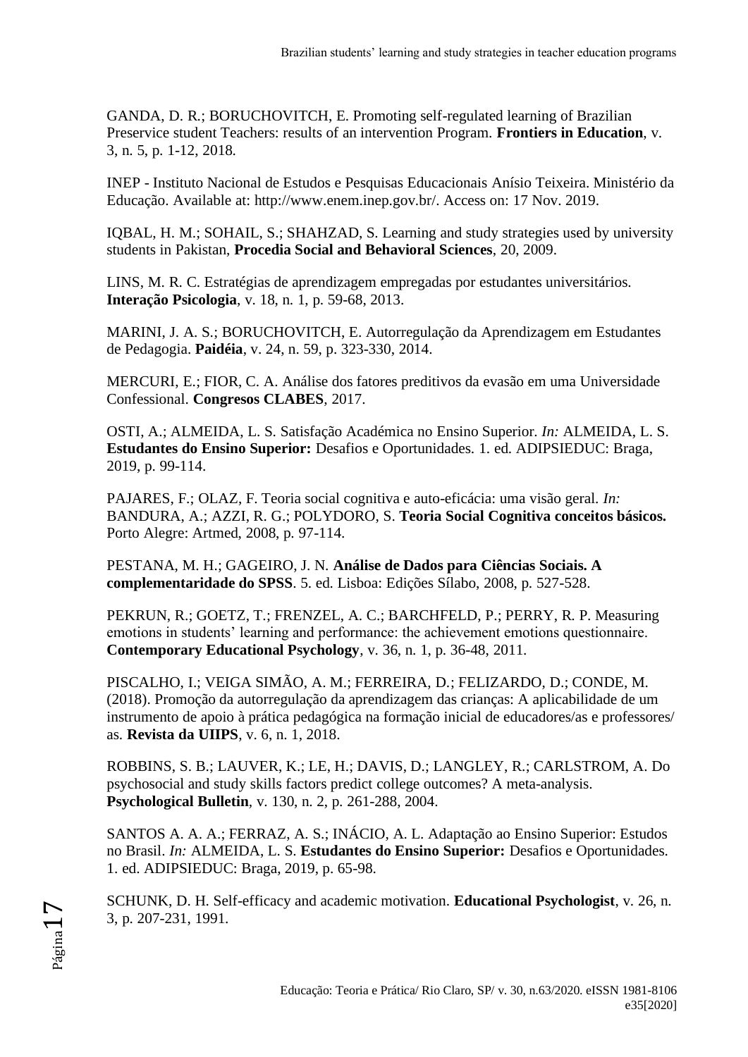GANDA, D. R.; BORUCHOVITCH, E. Promoting self-regulated learning of Brazilian Preservice student Teachers: results of an intervention Program. **Frontiers in Education**, v. 3, n. 5, p. 1-12, 2018.

INEP - Instituto Nacional de Estudos e Pesquisas Educacionais Anísio Teixeira. Ministério da Educação. Available at: http://www.enem.inep.gov.br/. Access on: 17 Nov. 2019.

IQBAL, H. M.; SOHAIL, S.; SHAHZAD, S. Learning and study strategies used by university students in Pakistan, **Procedia Social and Behavioral Sciences**, 20, 2009.

LINS, M. R. C. Estratégias de aprendizagem empregadas por estudantes universitários. **Interação Psicologia**, v. 18, n. 1, p. 59-68, 2013.

MARINI, J. A. S.; BORUCHOVITCH, E. Autorregulação da Aprendizagem em Estudantes de Pedagogia. **Paidéia**, v. 24, n. 59, p. 323-330, 2014.

MERCURI, E.; FIOR, C. A. Análise dos fatores preditivos da evasão em uma Universidade Confessional. **Congresos CLABES**, 2017.

OSTI, A.; ALMEIDA, L. S. Satisfação Académica no Ensino Superior. *In:* ALMEIDA, L. S. **Estudantes do Ensino Superior:** Desafios e Oportunidades. 1. ed. ADIPSIEDUC: Braga, 2019, p. 99-114.

PAJARES, F.; OLAZ, F. Teoria social cognitiva e auto-eficácia: uma visão geral. *In:* BANDURA, A.; AZZI, R. G.; POLYDORO, S. **Teoria Social Cognitiva conceitos básicos.** Porto Alegre: Artmed, 2008, p. 97-114.

PESTANA, M. H.; GAGEIRO, J. N. **Análise de Dados para Ciências Sociais. A complementaridade do SPSS**. 5. ed. Lisboa: Edições Sílabo, 2008, p. 527-528.

PEKRUN, R.; GOETZ, T.; FRENZEL, A. C.; BARCHFELD, P.; PERRY, R. P. Measuring emotions in students' learning and performance: the achievement emotions questionnaire. **Contemporary Educational Psychology**, v. 36, n. 1, p. 36-48, 2011.

PISCALHO, I.; VEIGA SIMÃO, A. M.; FERREIRA, D.; FELIZARDO, D.; CONDE, M. (2018). Promoção da autorregulação da aprendizagem das crianças: A aplicabilidade de um instrumento de apoio à prática pedagógica na formação inicial de educadores/as e professores/as. **Revista da UIIPS**, v. 6, n. 1, 2018.

ROBBINS, S. B.; LAUVER, K.; LE, H.; DAVIS, D.; LANGLEY, R.; CARLSTROM, A. Do psychosocial and study skills factors predict college outcomes? A meta-analysis. **Psychological Bulletin**, v. 130, n. 2, p. 261-288, 2004.

SANTOS A. A. A.; FERRAZ, A. S.; INÁCIO, A. L. Adaptação ao Ensino Superior: Estudos no Brasil. *In:* ALMEIDA, L. S. **Estudantes do Ensino Superior:** Desafios e Oportunidades. 1. ed. ADIPSIEDUC: Braga, 2019, p. 65-98.

SCHUNK, D. H. Self-efficacy and academic motivation. **Educational Psychologist**, v. 26, n. 3, p. 207-231, 1991.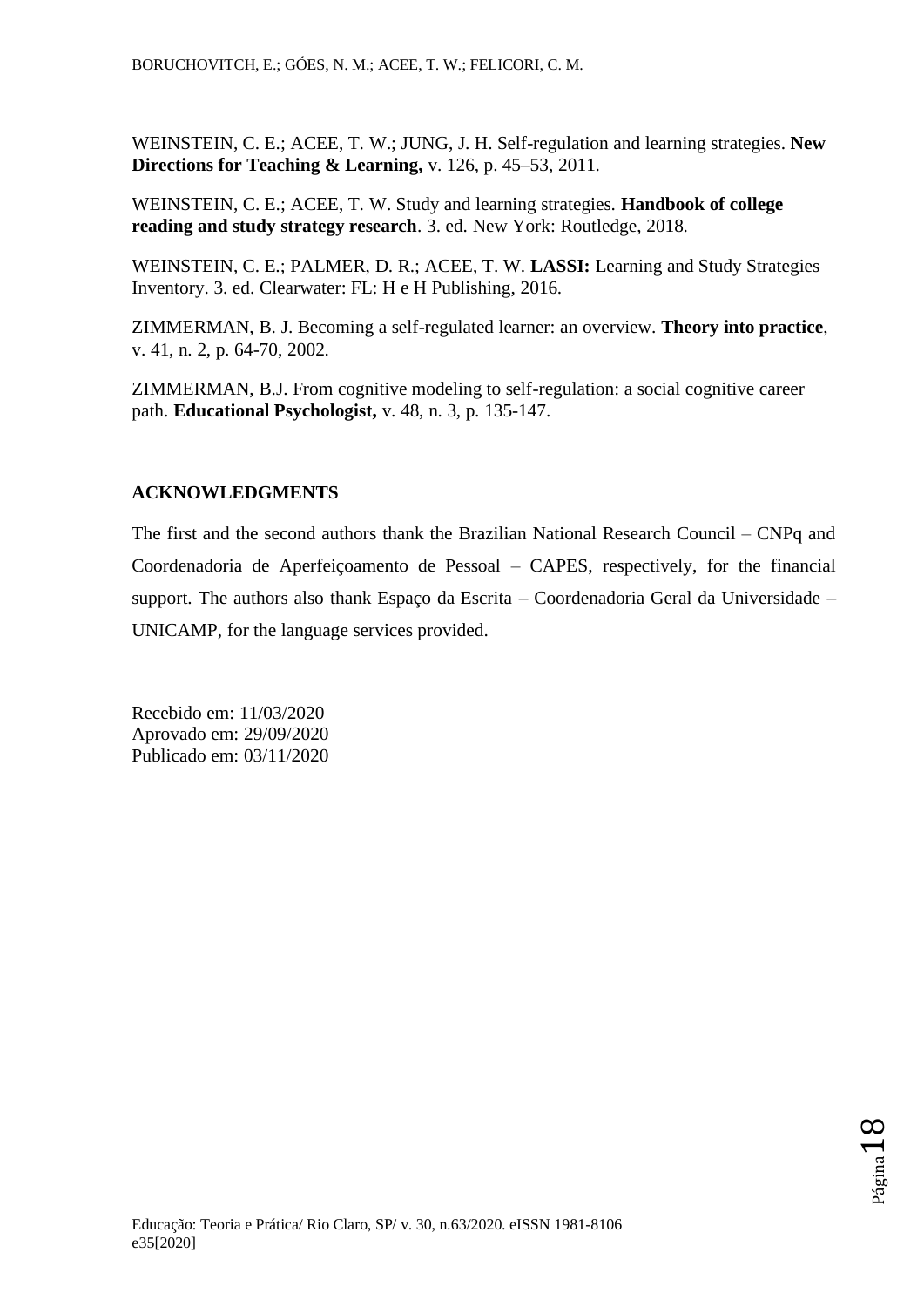WEINSTEIN, C. E.; ACEE, T. W.; JUNG, J. H. Self-regulation and learning strategies. **New Directions for Teaching & Learning,** v. 126, p. 45–53, 2011.

WEINSTEIN, C. E.; ACEE, T. W. Study and learning strategies. **Handbook of college reading and study strategy research**. 3. ed. New York: Routledge, 2018.

WEINSTEIN, C. E.; PALMER, D. R.; ACEE, T. W. **LASSI:** Learning and Study Strategies Inventory. 3. ed. Clearwater: FL: H e H Publishing, 2016.

ZIMMERMAN, B. J. Becoming a self-regulated learner: an overview. **Theory into practice**, v. 41, n. 2, p. 64-70, 2002.

ZIMMERMAN, B.J. From cognitive modeling to self-regulation: a social cognitive career path. **Educational Psychologist,** v. 48, n. 3, p. 135-147.

## ACKNOWLEDGMENTS

The first and the second authors thank the Brazilian National Research Council – CNPq and Coordenadoria de Aperfeiçoamento de Pessoal – CAPES, respectively, for the financial support. The authors also thank Espaço da Escrita – Coordenadoria Geral da Universidade – UNICAMP, for the language services provided.

Recebido em: 11/03/2020
Aprovado em: 29/09/2020
Publicado em: 03/11/2020